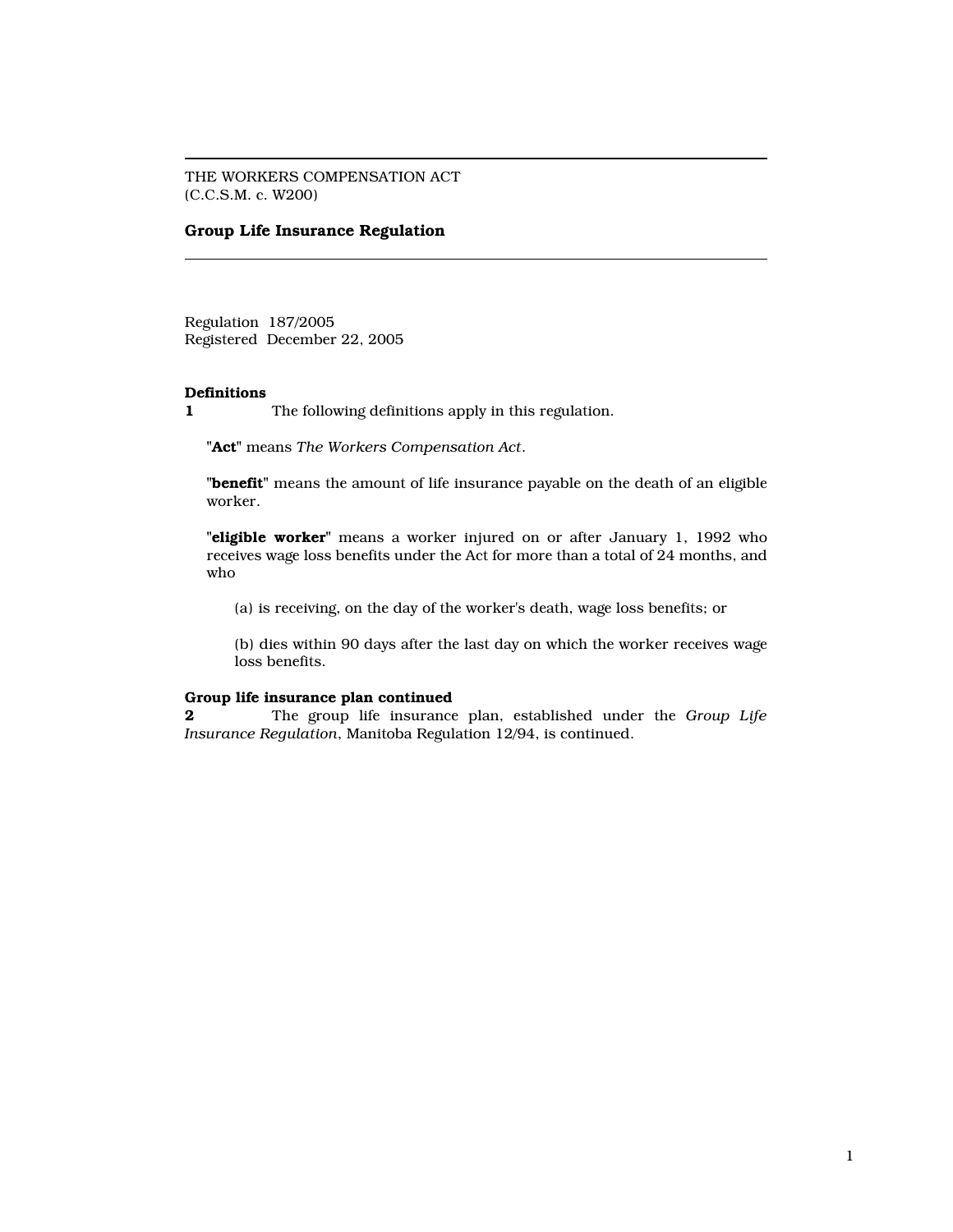THE WORKERS COMPENSATION ACT
(C.C.S.M. c. W200)

# Group Life Insurance Regulation

Regulation 187/2005
Registered December 22, 2005

**Definitions**
**1** The following definitions apply in this regulation.

"**Act**" means *The Workers Compensation Act*.

"**benefit**" means the amount of life insurance payable on the death of an eligible worker.

"**eligible worker**" means a worker injured on or after January 1, 1992 who receives wage loss benefits under the Act for more than a total of 24 months, and who

(a) is receiving, on the day of the worker's death, wage loss benefits; or

(b) dies within 90 days after the last day on which the worker receives wage loss benefits.

**Group life insurance plan continued**
**2** The group life insurance plan, established under the *Group Life Insurance Regulation*, Manitoba Regulation 12/94, is continued.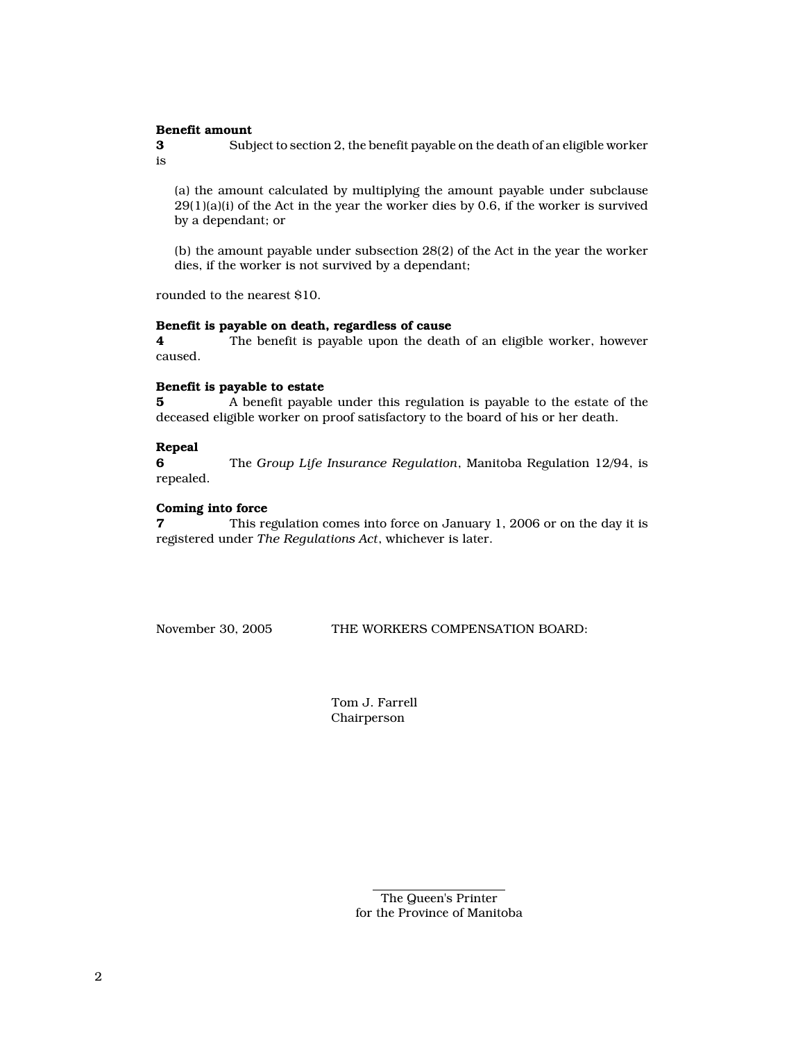**Benefit amount**

**3** Subject to section 2, the benefit payable on the death of an eligible worker is

(a) the amount calculated by multiplying the amount payable under subclause 29(1)(a)(i) of the Act in the year the worker dies by 0.6, if the worker is survived by a dependant; or

(b) the amount payable under subsection 28(2) of the Act in the year the worker dies, if the worker is not survived by a dependant;

rounded to the nearest $10.

**Benefit is payable on death, regardless of cause**

**4** The benefit is payable upon the death of an eligible worker, however caused.

**Benefit is payable to estate**

**5** A benefit payable under this regulation is payable to the estate of the deceased eligible worker on proof satisfactory to the board of his or her death.

**Repeal**

**6** The *Group Life Insurance Regulation*, Manitoba Regulation 12/94, is repealed.

**Coming into force**

**7** This regulation comes into force on January 1, 2006 or on the day it is registered under *The Regulations Act*, whichever is later.

November 30, 2005 THE WORKERS COMPENSATION BOARD:

Tom J. Farrell
Chairperson

The Queen's Printer
for the Province of Manitoba